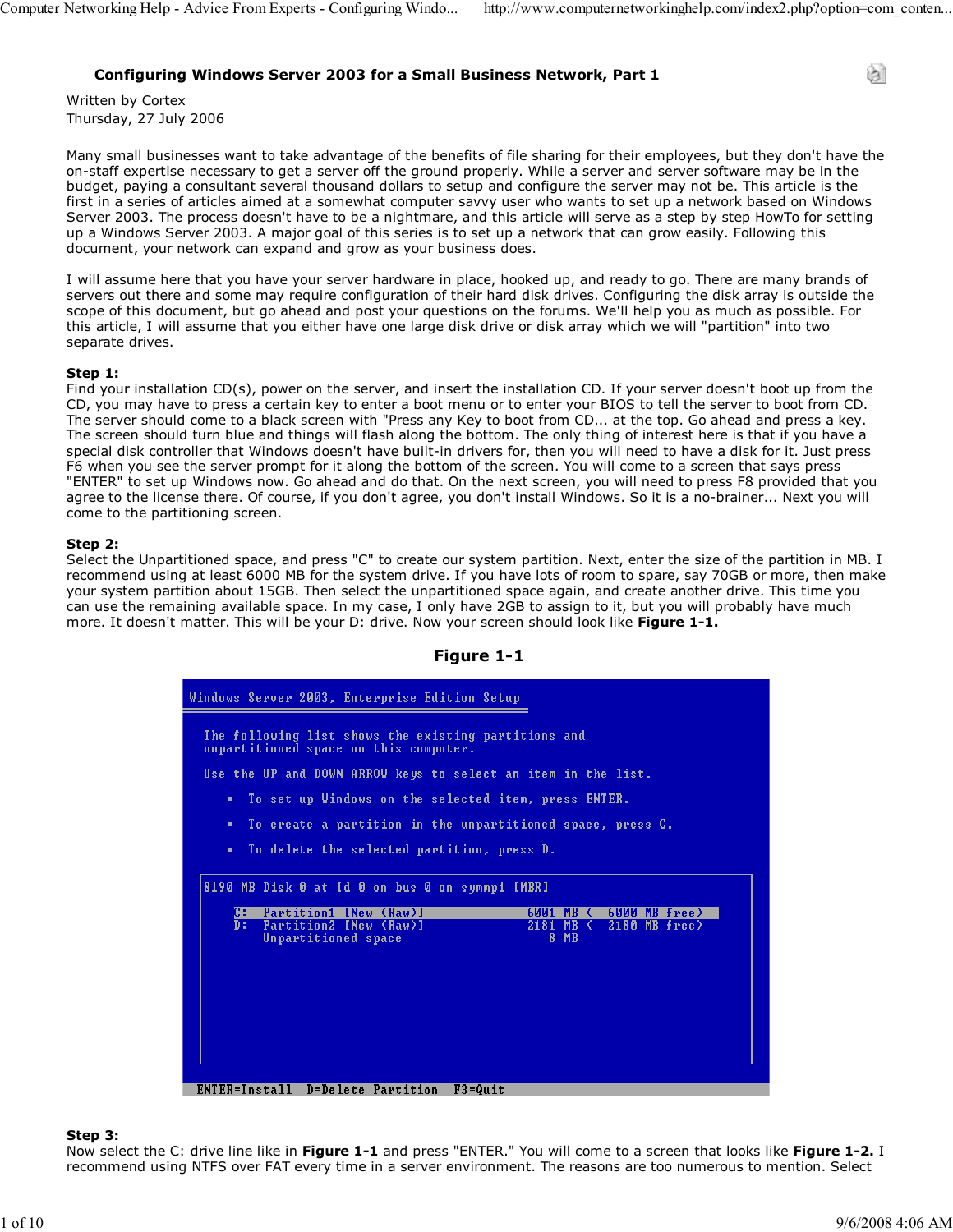# Configuring Windows Server 2003 for a Small Business Network, Part 1

Written by Cortex
Thursday, 27 July 2006

Many small businesses want to take advantage of the benefits of file sharing for their employees, but they don't have the on-staff expertise necessary to get a server off the ground properly. While a server and server software may be in the budget, paying a consultant several thousand dollars to setup and configure the server may not be. This article is the first in a series of articles aimed at a somewhat computer savvy user who wants to set up a network based on Windows Server 2003. The process doesn't have to be a nightmare, and this article will serve as a step by step HowTo for setting up a Windows Server 2003. A major goal of this series is to set up a network that can grow easily. Following this document, your network can expand and grow as your business does.

I will assume here that you have your server hardware in place, hooked up, and ready to go. There are many brands of servers out there and some may require configuration of their hard disk drives. Configuring the disk array is outside the scope of this document, but go ahead and post your questions on the forums. We'll help you as much as possible. For this article, I will assume that you either have one large disk drive or disk array which we will "partition" into two separate drives.

**Step 1:**
Find your installation CD(s), power on the server, and insert the installation CD. If your server doesn't boot up from the CD, you may have to press a certain key to enter a boot menu or to enter your BIOS to tell the server to boot from CD. The server should come to a black screen with "Press any Key to boot from CD... at the top. Go ahead and press a key. The screen should turn blue and things will flash along the bottom. The only thing of interest here is that if you have a special disk controller that Windows doesn't have built-in drivers for, then you will need to have a disk for it. Just press F6 when you see the server prompt for it along the bottom of the screen. You will come to a screen that says press "ENTER" to set up Windows now. Go ahead and do that. On the next screen, you will need to press F8 provided that you agree to the license there. Of course, if you don't agree, you don't install Windows. So it is a no-brainer... Next you will come to the partitioning screen.

**Step 2:**
Select the Unpartitioned space, and press "C" to create our system partition. Next, enter the size of the partition in MB. I recommend using at least 6000 MB for the system drive. If you have lots of room to spare, say 70GB or more, then make your system partition about 15GB. Then select the unpartitioned space again, and create another drive. This time you can use the remaining available space. In my case, I only have 2GB to assign to it, but you will probably have much more. It doesn't matter. This will be your D: drive. Now your screen should look like **Figure 1-1.**

**Figure 1-1**

**Step 3:**
Now select the C: drive line like in **Figure 1-1** and press "ENTER." You will come to a screen that looks like **Figure 1-2.** I recommend using NTFS over FAT every time in a server environment. The reasons are too numerous to mention. Select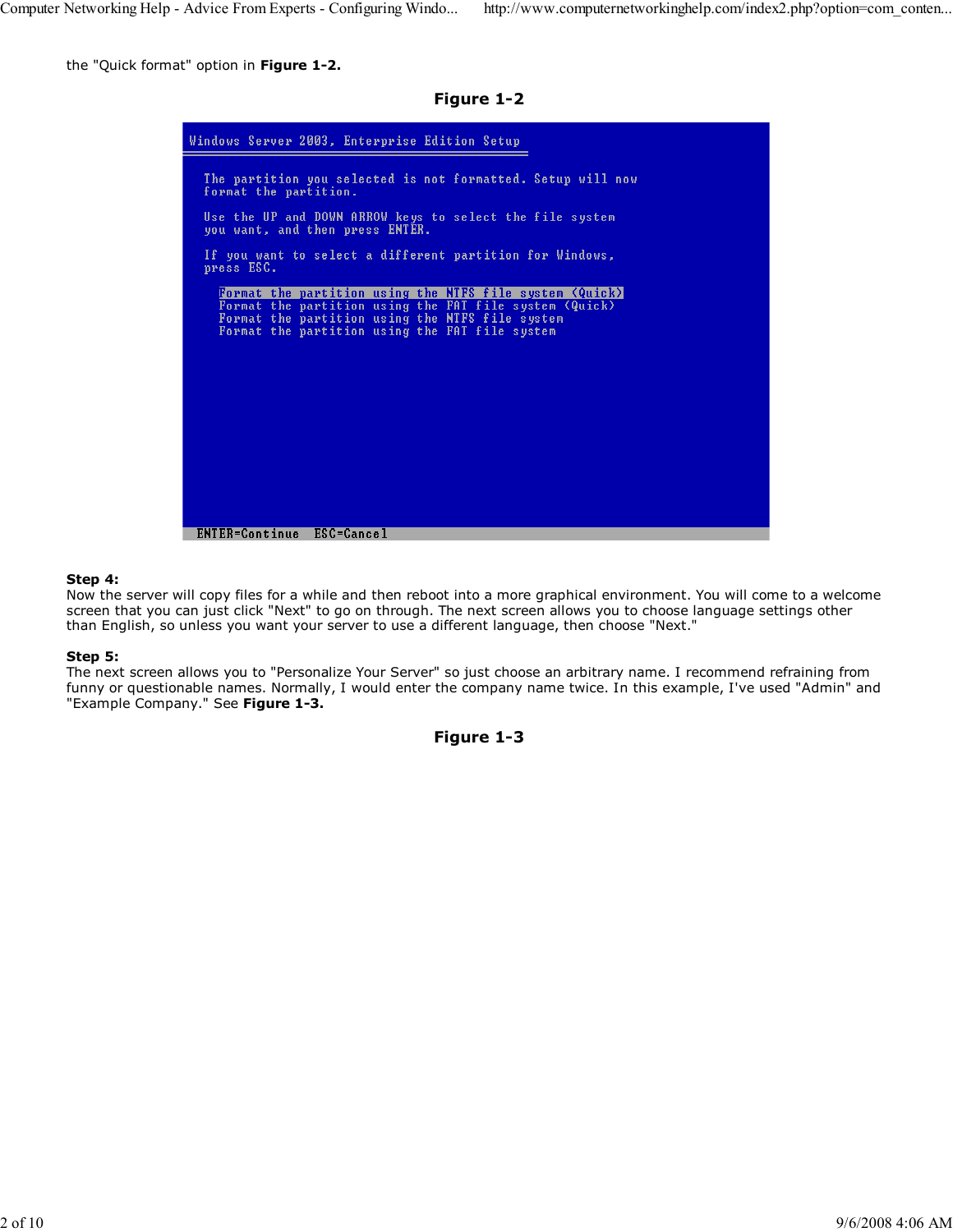the "Quick format" option in **Figure 1-2.**

**Figure 1-2**

**Step 4:**
Now the server will copy files for a while and then reboot into a more graphical environment. You will come to a welcome screen that you can just click "Next" to go on through. The next screen allows you to choose language settings other than English, so unless you want your server to use a different language, then choose "Next."

**Step 5:**
The next screen allows you to "Personalize Your Server" so just choose an arbitrary name. I recommend refraining from funny or questionable names. Normally, I would enter the company name twice. In this example, I've used "Admin" and "Example Company." See **Figure 1-3.**

**Figure 1-3**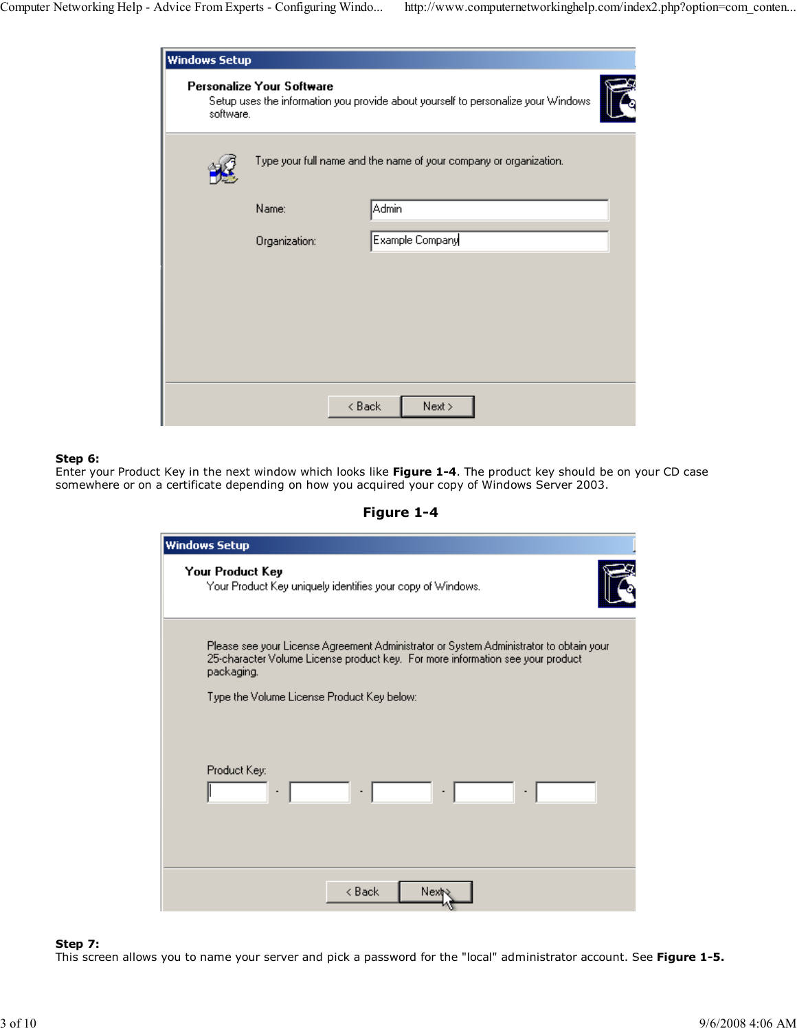**Step 6:**
Enter your Product Key in the next window which looks like **Figure 1-4**. The product key should be on your CD case somewhere or on a certificate depending on how you acquired your copy of Windows Server 2003.

**Figure 1-4**

**Step 7:**
This screen allows you to name your server and pick a password for the "local" administrator account. See **Figure 1-5.**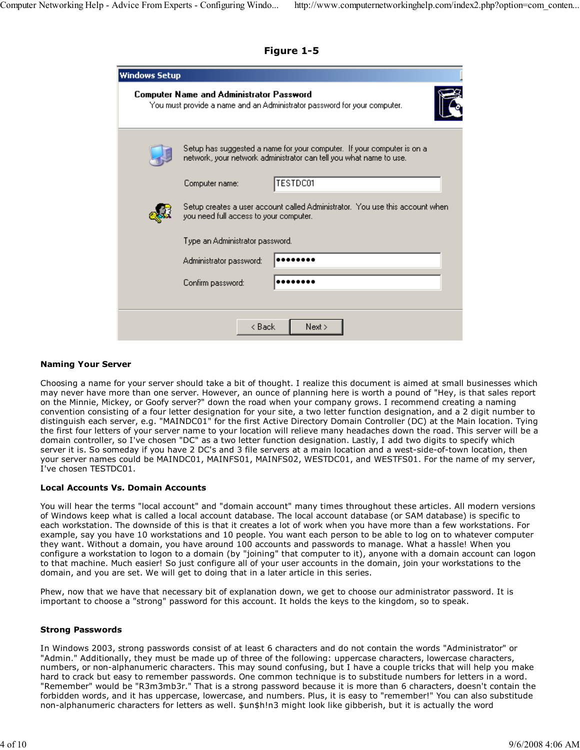**Figure 1-5**

**Naming Your Server**

Choosing a name for your server should take a bit of thought. I realize this document is aimed at small businesses which may never have more than one server. However, an ounce of planning here is worth a pound of "Hey, is that sales report on the Minnie, Mickey, or Goofy server?" down the road when your company grows. I recommend creating a naming convention consisting of a four letter designation for your site, a two letter function designation, and a 2 digit number to distinguish each server, e.g. "MAINDC01" for the first Active Directory Domain Controller (DC) at the Main location. Tying the first four letters of your server name to your location will relieve many headaches down the road. This server will be a domain controller, so I've chosen "DC" as a two letter function designation. Lastly, I add two digits to specify which server it is. So someday if you have 2 DC's and 3 file servers at a main location and a west-side-of-town location, then your server names could be MAINDC01, MAINFS01, MAINFS02, WESTDC01, and WESTFS01. For the name of my server, I've chosen TESTDC01.

**Local Accounts Vs. Domain Accounts**

You will hear the terms "local account" and "domain account" many times throughout these articles. All modern versions of Windows keep what is called a local account database. The local account database (or SAM database) is specific to each workstation. The downside of this is that it creates a lot of work when you have more than a few workstations. For example, say you have 10 workstations and 10 people. You want each person to be able to log on to whatever computer they want. Without a domain, you have around 100 accounts and passwords to manage. What a hassle! When you configure a workstation to logon to a domain (by "joining" that computer to it), anyone with a domain account can logon to that machine. Much easier! So just configure all of your user accounts in the domain, join your workstations to the domain, and you are set. We will get to doing that in a later article in this series.

Phew, now that we have that necessary bit of explanation down, we get to choose our administrator password. It is important to choose a "strong" password for this account. It holds the keys to the kingdom, so to speak.

**Strong Passwords**

In Windows 2003, strong passwords consist of at least 6 characters and do not contain the words "Administrator" or "Admin." Additionally, they must be made up of three of the following: uppercase characters, lowercase characters, numbers, or non-alphanumeric characters. This may sound confusing, but I have a couple tricks that will help you make hard to crack but easy to remember passwords. One common technique is to substitude numbers for letters in a word. "Remember" would be "R3m3mb3r." That is a strong password because it is more than 6 characters, doesn't contain the forbidden words, and it has uppercase, lowercase, and numbers. Plus, it is easy to "remember!" You can also substitude non-alphanumeric characters for letters as well. $un$h!n3 might look like gibberish, but it is actually the word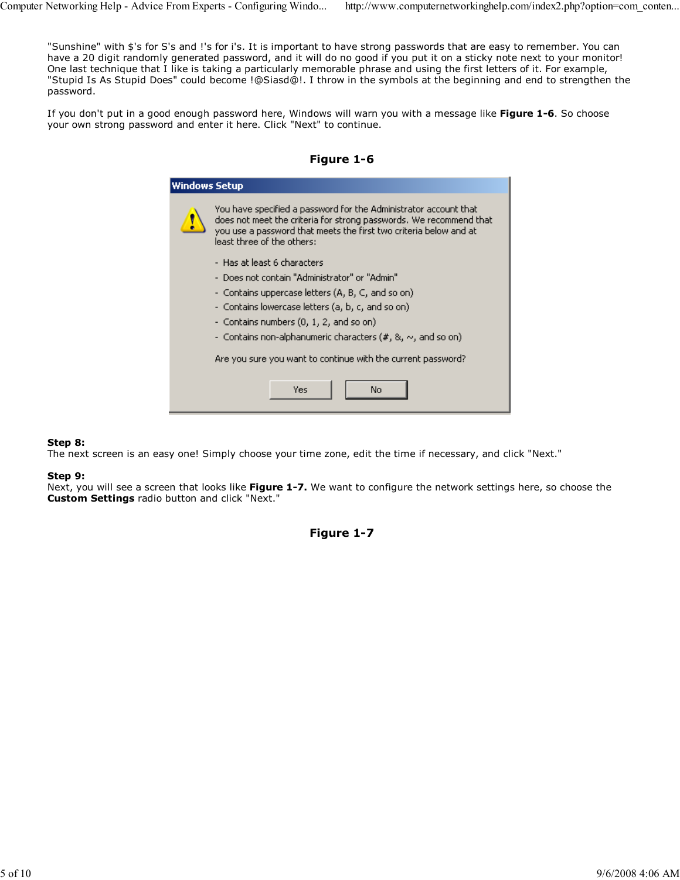"Sunshine" with $'s for S's and !'s for i's. It is important to have strong passwords that are easy to remember. You can have a 20 digit randomly generated password, and it will do no good if you put it on a sticky note next to your monitor! One last technique that I like is taking a particularly memorable phrase and using the first letters of it. For example, "Stupid Is As Stupid Does" could become !@Siasd@!. I throw in the symbols at the beginning and end to strengthen the password.

If you don't put in a good enough password here, Windows will warn you with a message like **Figure 1-6**. So choose your own strong password and enter it here. Click "Next" to continue.

**Figure 1-6**

**Windows Setup**

You have specified a password for the Administrator account that does not meet the criteria for strong passwords. We recommend that you use a password that meets the first two criteria below and at least three of the others:

- Has at least 6 characters
- Does not contain "Administrator" or "Admin"
- Contains uppercase letters (A, B, C, and so on)
- Contains lowercase letters (a, b, c, and so on)
- Contains numbers (0, 1, 2, and so on)
- Contains non-alphanumeric characters (#, &, ~, and so on)

Are you sure you want to continue with the current password?

Yes | No

**Step 8:**
The next screen is an easy one! Simply choose your time zone, edit the time if necessary, and click "Next."

**Step 9:**
Next, you will see a screen that looks like **Figure 1-7.** We want to configure the network settings here, so choose the **Custom Settings** radio button and click "Next."

**Figure 1-7**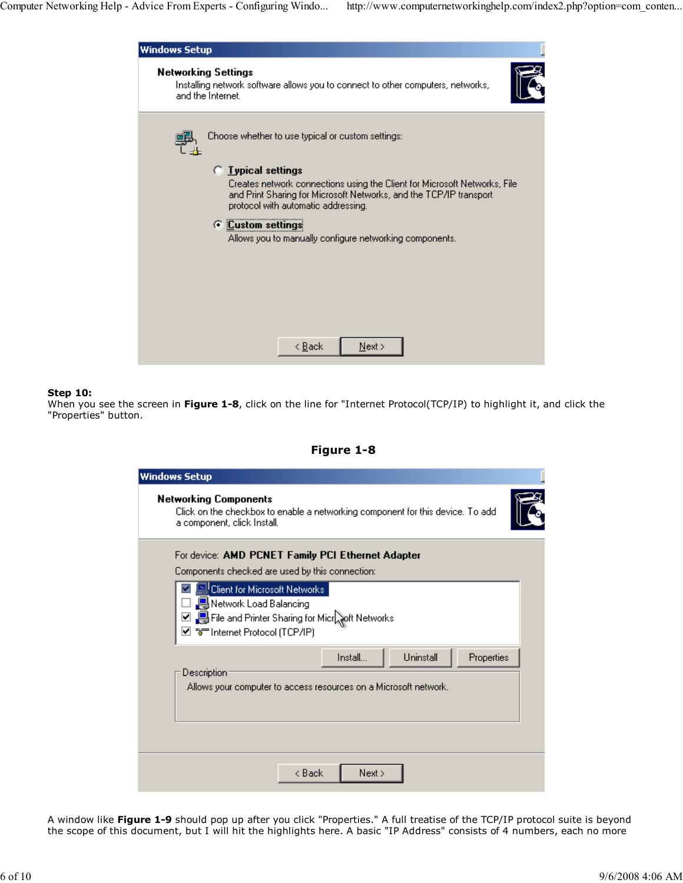**Step 10:**
When you see the screen in **Figure 1-8**, click on the line for "Internet Protocol(TCP/IP) to highlight it, and click the "Properties" button.

**Figure 1-8**

A window like **Figure 1-9** should pop up after you click "Properties." A full treatise of the TCP/IP protocol suite is beyond the scope of this document, but I will hit the highlights here. A basic "IP Address" consists of 4 numbers, each no more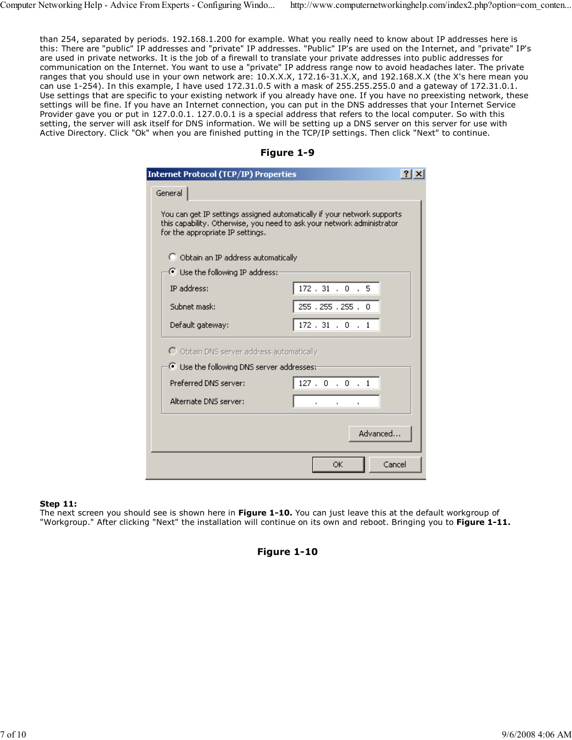than 254, separated by periods. 192.168.1.200 for example. What you really need to know about IP addresses here is this: There are "public" IP addresses and "private" IP addresses. "Public" IP's are used on the Internet, and "private" IP's are used in private networks. It is the job of a firewall to translate your private addresses into public addresses for communication on the Internet. You want to use a "private" IP address range now to avoid headaches later. The private ranges that you should use in your own network are: 10.X.X.X, 172.16-31.X.X, and 192.168.X.X (the X's here mean you can use 1-254). In this example, I have used 172.31.0.5 with a mask of 255.255.255.0 and a gateway of 172.31.0.1. Use settings that are specific to your existing network if you already have one. If you have no preexisting network, these settings will be fine. If you have an Internet connection, you can put in the DNS addresses that your Internet Service Provider gave you or put in 127.0.0.1. 127.0.0.1 is a special address that refers to the local computer. So with this setting, the server will ask itself for DNS information. We will be setting up a DNS server on this server for use with Active Directory. Click "Ok" when you are finished putting in the TCP/IP settings. Then click "Next" to continue.

**Figure 1-9**

**Internet Protocol (TCP/IP) Properties**

General

You can get IP settings assigned automatically if your network supports this capability. Otherwise, you need to ask your network administrator for the appropriate IP settings.

- ○ Obtain an IP address automatically
- ◉ Use the following IP address:

| | |
|---|---|
| IP address: | 172 . 31 . 0 . 5 |
| Subnet mask: | 255 . 255 . 255 . 0 |
| Default gateway: | 172 . 31 . 0 . 1 |

- ○ Obtain DNS server address automatically
- ◉ Use the following DNS server addresses:

| | |
|---|---|
| Preferred DNS server: | 127 . 0 . 0 . 1 |
| Alternate DNS server: | . . . |

Advanced...

OK Cancel

**Step 11:**
The next screen you should see is shown here in **Figure 1-10.** You can just leave this at the default workgroup of "Workgroup." After clicking "Next" the installation will continue on its own and reboot. Bringing you to **Figure 1-11.**

**Figure 1-10**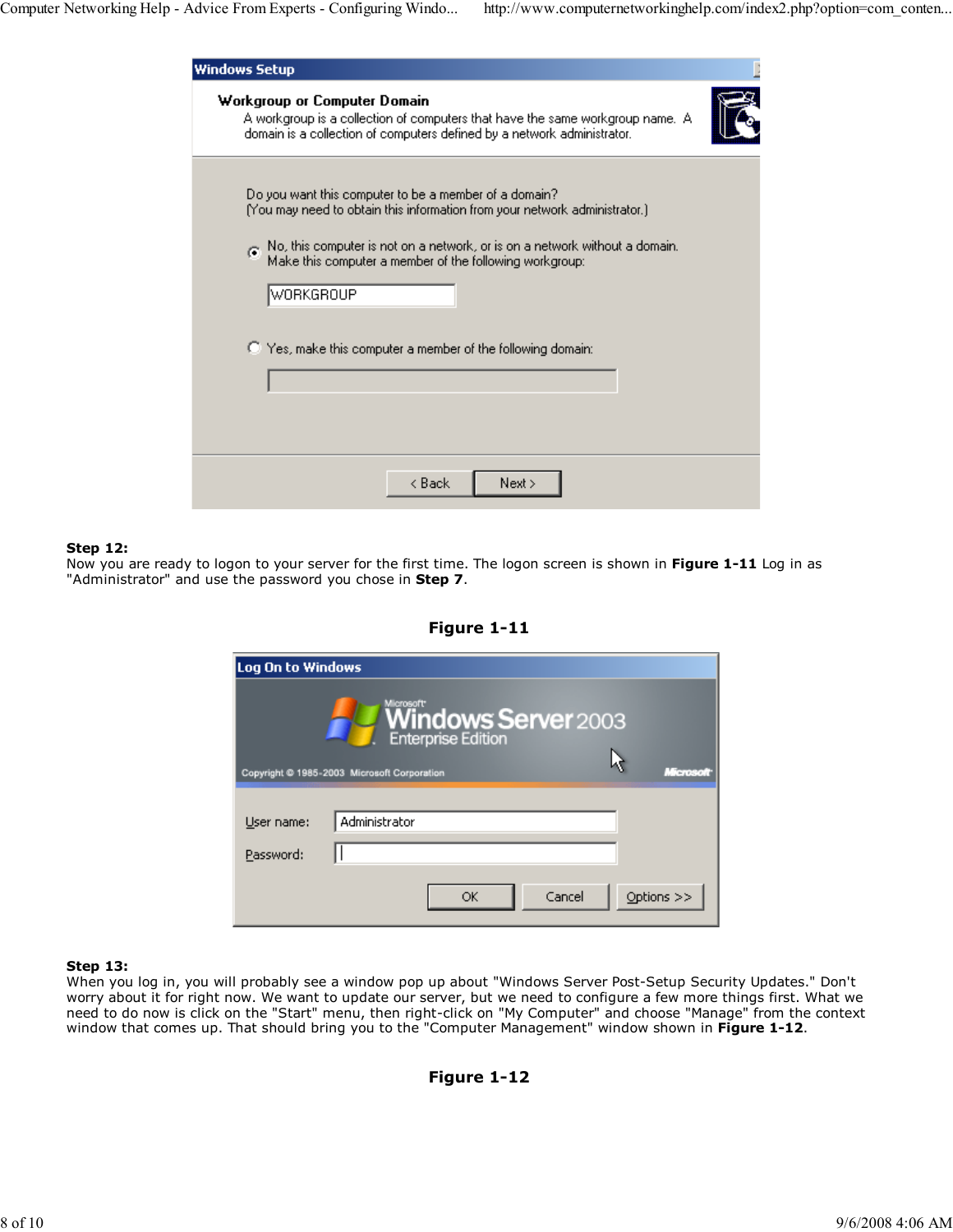**Step 12:**
Now you are ready to logon to your server for the first time. The logon screen is shown in **Figure 1-11** Log in as "Administrator" and use the password you chose in **Step 7**.

**Figure 1-11**

**Step 13:**
When you log in, you will probably see a window pop up about "Windows Server Post-Setup Security Updates." Don't worry about it for right now. We want to update our server, but we need to configure a few more things first. What we need to do now is click on the "Start" menu, then right-click on "My Computer" and choose "Manage" from the context window that comes up. That should bring you to the "Computer Management" window shown in **Figure 1-12**.

**Figure 1-12**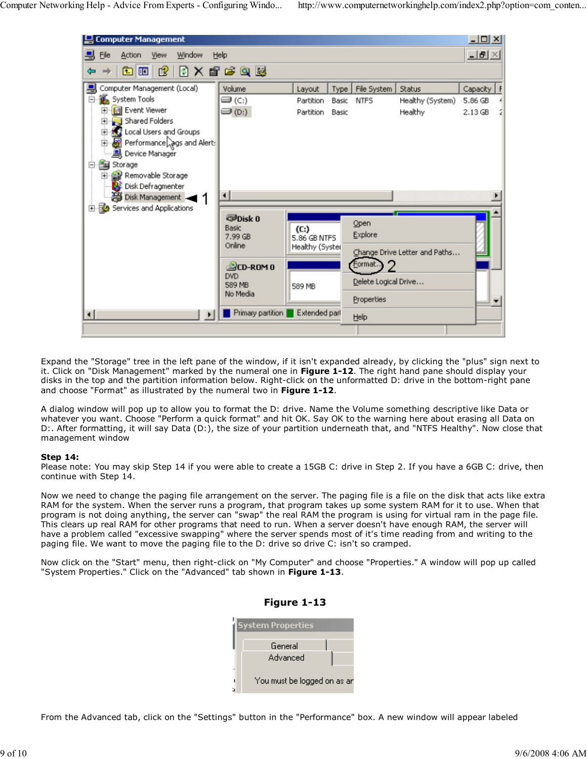Expand the "Storage" tree in the left pane of the window, if it isn't expanded already, by clicking the "plus" sign next to it. Click on "Disk Management" marked by the numeral one in **Figure 1-12**. The right hand pane should display your disks in the top and the partition information below. Right-click on the unformatted D: drive in the bottom-right pane and choose "Format" as illustrated by the numeral two in **Figure 1-12**.

A dialog window will pop up to allow you to format the D: drive. Name the Volume something descriptive like Data or whatever you want. Choose "Perform a quick format" and hit OK. Say OK to the warning here about erasing all Data on D:. After formatting, it will say Data (D:), the size of your partition underneath that, and "NTFS Healthy". Now close that management window

**Step 14:**
Please note: You may skip Step 14 if you were able to create a 15GB C: drive in Step 2. If you have a 6GB C: drive, then continue with Step 14.

Now we need to change the paging file arrangement on the server. The paging file is a file on the disk that acts like extra RAM for the system. When the server runs a program, that program takes up some system RAM for it to use. When that program is not doing anything, the server can "swap" the real RAM the program is using for virtual ram in the page file. This clears up real RAM for other programs that need to run. When a server doesn't have enough RAM, the server will have a problem called "excessive swapping" where the server spends most of it's time reading from and writing to the paging file. We want to move the paging file to the D: drive so drive C: isn't so cramped.

Now click on the "Start" menu, then right-click on "My Computer" and choose "Properties." A window will pop up called "System Properties." Click on the "Advanced" tab shown in **Figure 1-13**.

**Figure 1-13**

From the Advanced tab, click on the "Settings" button in the "Performance" box. A new window will appear labeled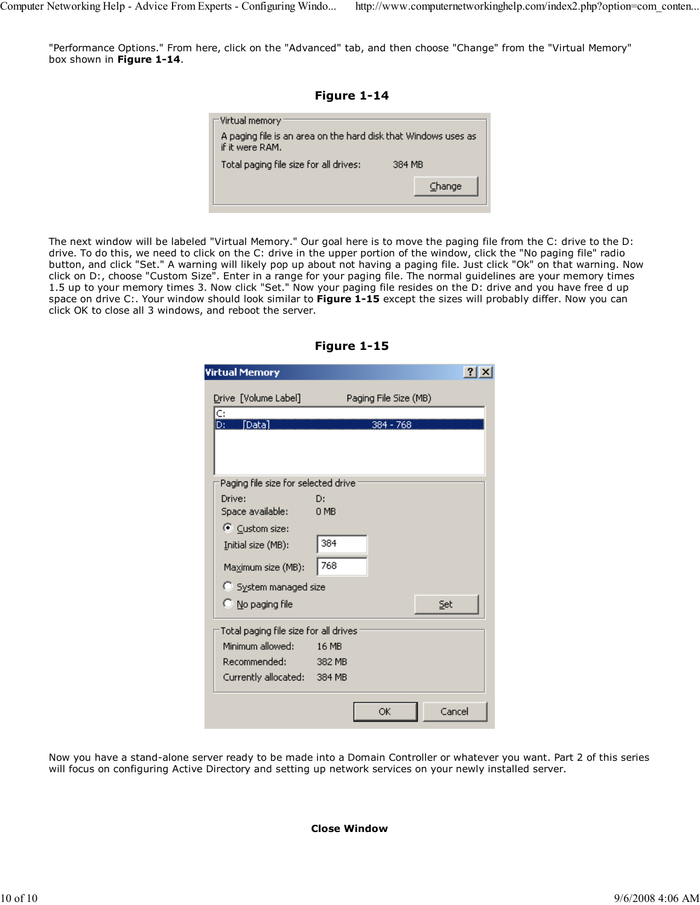"Performance Options." From here, click on the "Advanced" tab, and then choose "Change" from the "Virtual Memory" box shown in **Figure 1-14**.

**Figure 1-14**

Virtual memory

A paging file is an area on the hard disk that Windows uses as if it were RAM.

Total paging file size for all drives: 384 MB

Change

The next window will be labeled "Virtual Memory." Our goal here is to move the paging file from the C: drive to the D: drive. To do this, we need to click on the C: drive in the upper portion of the window, click the "No paging file" radio button, and click "Set." A warning will likely pop up about not having a paging file. Just click "Ok" on that warning. Now click on D:, choose "Custom Size". Enter in a range for your paging file. The normal guidelines are your memory times 1.5 up to your memory times 3. Now click "Set." Now your paging file resides on the D: drive and you have free d up space on drive C:. Your window should look similar to **Figure 1-15** except the sizes will probably differ. Now you can click OK to close all 3 windows, and reboot the server.

**Figure 1-15**

Virtual Memory

Drive [Volume Label]
Paging File Size (MB)

C:

D: [Data] 384 - 768

Paging file size for selected drive

Drive: D:

Space available: 0 MB

Custom size:

Initial size (MB): 384

Maximum size (MB): 768

System managed size

No paging file

Set

Total paging file size for all drives

Minimum allowed: 16 MB

Recommended: 382 MB

Currently allocated: 384 MB

OK

Cancel

Now you have a stand-alone server ready to be made into a Domain Controller or whatever you want. Part 2 of this series will focus on configuring Active Directory and setting up network services on your newly installed server.

**Close Window**